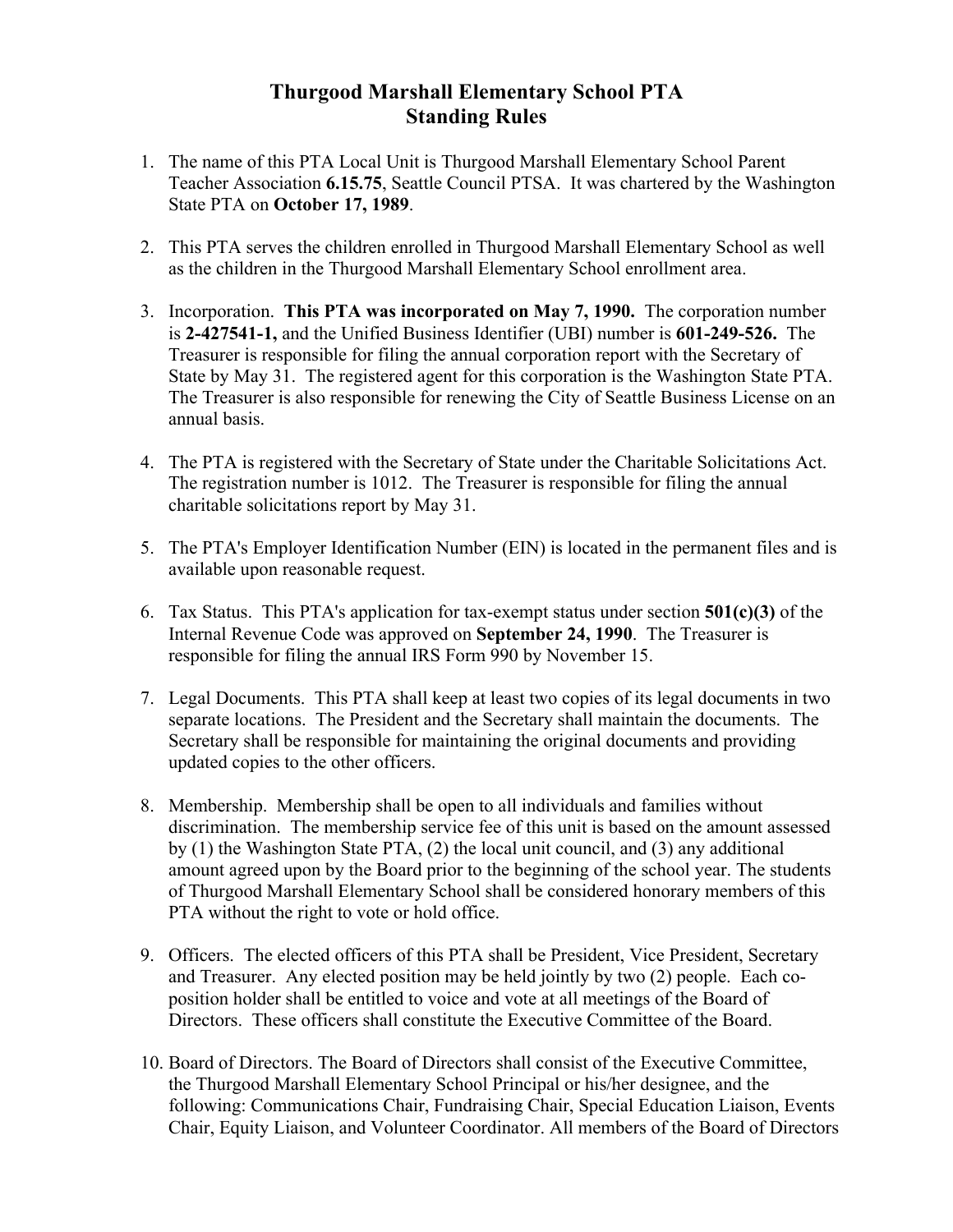# Thurgood Marshall Elementary School PTA
# Standing Rules

1. The name of this PTA Local Unit is Thurgood Marshall Elementary School Parent Teacher Association **6.15.75**, Seattle Council PTSA. It was chartered by the Washington State PTA on **October 17, 1989**.

2. This PTA serves the children enrolled in Thurgood Marshall Elementary School as well as the children in the Thurgood Marshall Elementary School enrollment area.

3. Incorporation. **This PTA was incorporated on May 7, 1990.** The corporation number is **2-427541-1,** and the Unified Business Identifier (UBI) number is **601-249-526.** The Treasurer is responsible for filing the annual corporation report with the Secretary of State by May 31. The registered agent for this corporation is the Washington State PTA. The Treasurer is also responsible for renewing the City of Seattle Business License on an annual basis.

4. The PTA is registered with the Secretary of State under the Charitable Solicitations Act. The registration number is 1012. The Treasurer is responsible for filing the annual charitable solicitations report by May 31.

5. The PTA's Employer Identification Number (EIN) is located in the permanent files and is available upon reasonable request.

6. Tax Status. This PTA's application for tax-exempt status under section **501(c)(3)** of the Internal Revenue Code was approved on **September 24, 1990**. The Treasurer is responsible for filing the annual IRS Form 990 by November 15.

7. Legal Documents. This PTA shall keep at least two copies of its legal documents in two separate locations. The President and the Secretary shall maintain the documents. The Secretary shall be responsible for maintaining the original documents and providing updated copies to the other officers.

8. Membership. Membership shall be open to all individuals and families without discrimination. The membership service fee of this unit is based on the amount assessed by (1) the Washington State PTA, (2) the local unit council, and (3) any additional amount agreed upon by the Board prior to the beginning of the school year. The students of Thurgood Marshall Elementary School shall be considered honorary members of this PTA without the right to vote or hold office.

9. Officers. The elected officers of this PTA shall be President, Vice President, Secretary and Treasurer. Any elected position may be held jointly by two (2) people. Each co-position holder shall be entitled to voice and vote at all meetings of the Board of Directors. These officers shall constitute the Executive Committee of the Board.

10. Board of Directors. The Board of Directors shall consist of the Executive Committee, the Thurgood Marshall Elementary School Principal or his/her designee, and the following: Communications Chair, Fundraising Chair, Special Education Liaison, Events Chair, Equity Liaison, and Volunteer Coordinator. All members of the Board of Directors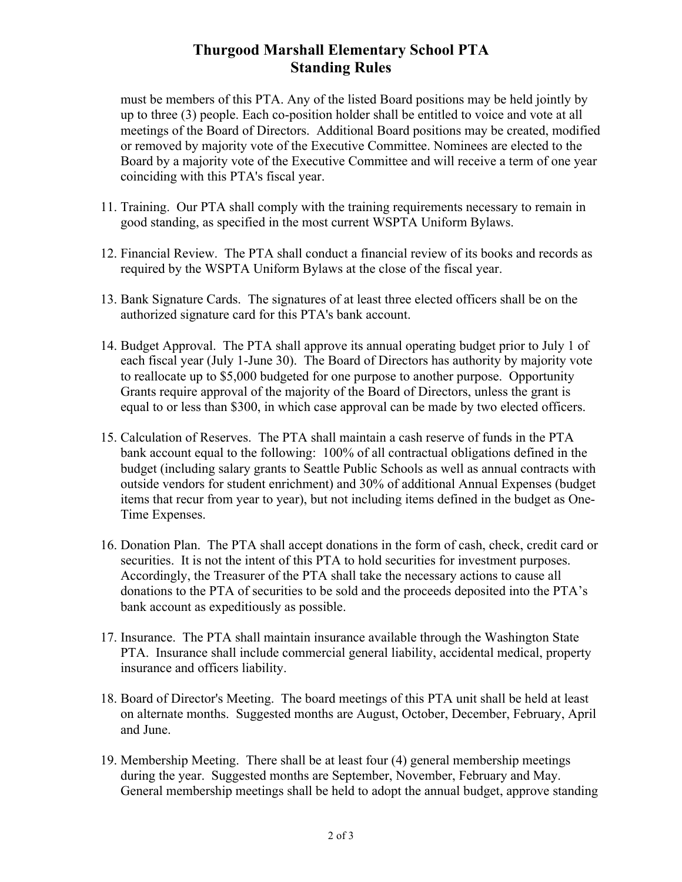must be members of this PTA. Any of the listed Board positions may be held jointly by up to three (3) people. Each co-position holder shall be entitled to voice and vote at all meetings of the Board of Directors. Additional Board positions may be created, modified or removed by majority vote of the Executive Committee. Nominees are elected to the Board by a majority vote of the Executive Committee and will receive a term of one year coinciding with this PTA's fiscal year.

11. Training. Our PTA shall comply with the training requirements necessary to remain in good standing, as specified in the most current WSPTA Uniform Bylaws.

12. Financial Review. The PTA shall conduct a financial review of its books and records as required by the WSPTA Uniform Bylaws at the close of the fiscal year.

13. Bank Signature Cards. The signatures of at least three elected officers shall be on the authorized signature card for this PTA's bank account.

14. Budget Approval. The PTA shall approve its annual operating budget prior to July 1 of each fiscal year (July 1-June 30). The Board of Directors has authority by majority vote to reallocate up to $5,000 budgeted for one purpose to another purpose. Opportunity Grants require approval of the majority of the Board of Directors, unless the grant is equal to or less than $300, in which case approval can be made by two elected officers.

15. Calculation of Reserves. The PTA shall maintain a cash reserve of funds in the PTA bank account equal to the following: 100% of all contractual obligations defined in the budget (including salary grants to Seattle Public Schools as well as annual contracts with outside vendors for student enrichment) and 30% of additional Annual Expenses (budget items that recur from year to year), but not including items defined in the budget as One-Time Expenses.

16. Donation Plan. The PTA shall accept donations in the form of cash, check, credit card or securities. It is not the intent of this PTA to hold securities for investment purposes. Accordingly, the Treasurer of the PTA shall take the necessary actions to cause all donations to the PTA of securities to be sold and the proceeds deposited into the PTA's bank account as expeditiously as possible.

17. Insurance. The PTA shall maintain insurance available through the Washington State PTA. Insurance shall include commercial general liability, accidental medical, property insurance and officers liability.

18. Board of Director's Meeting. The board meetings of this PTA unit shall be held at least on alternate months. Suggested months are August, October, December, February, April and June.

19. Membership Meeting. There shall be at least four (4) general membership meetings during the year. Suggested months are September, November, February and May. General membership meetings shall be held to adopt the annual budget, approve standing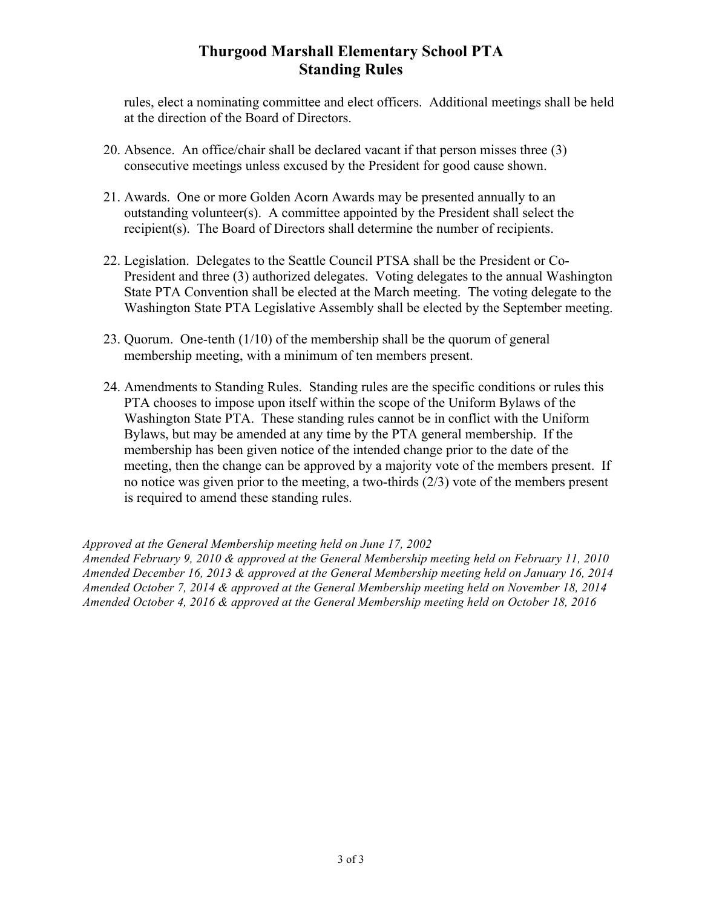rules, elect a nominating committee and elect officers. Additional meetings shall be held at the direction of the Board of Directors.

20. Absence. An office/chair shall be declared vacant if that person misses three (3) consecutive meetings unless excused by the President for good cause shown.

21. Awards. One or more Golden Acorn Awards may be presented annually to an outstanding volunteer(s). A committee appointed by the President shall select the recipient(s). The Board of Directors shall determine the number of recipients.

22. Legislation. Delegates to the Seattle Council PTSA shall be the President or Co-President and three (3) authorized delegates. Voting delegates to the annual Washington State PTA Convention shall be elected at the March meeting. The voting delegate to the Washington State PTA Legislative Assembly shall be elected by the September meeting.

23. Quorum. One-tenth (1/10) of the membership shall be the quorum of general membership meeting, with a minimum of ten members present.

24. Amendments to Standing Rules. Standing rules are the specific conditions or rules this PTA chooses to impose upon itself within the scope of the Uniform Bylaws of the Washington State PTA. These standing rules cannot be in conflict with the Uniform Bylaws, but may be amended at any time by the PTA general membership. If the membership has been given notice of the intended change prior to the date of the meeting, then the change can be approved by a majority vote of the members present. If no notice was given prior to the meeting, a two-thirds (2/3) vote of the members present is required to amend these standing rules.

*Approved at the General Membership meeting held on June 17, 2002*
*Amended February 9, 2010 & approved at the General Membership meeting held on February 11, 2010*
*Amended December 16, 2013 & approved at the General Membership meeting held on January 16, 2014*
*Amended October 7, 2014 & approved at the General Membership meeting held on November 18, 2014*
*Amended October 4, 2016 & approved at the General Membership meeting held on October 18, 2016*